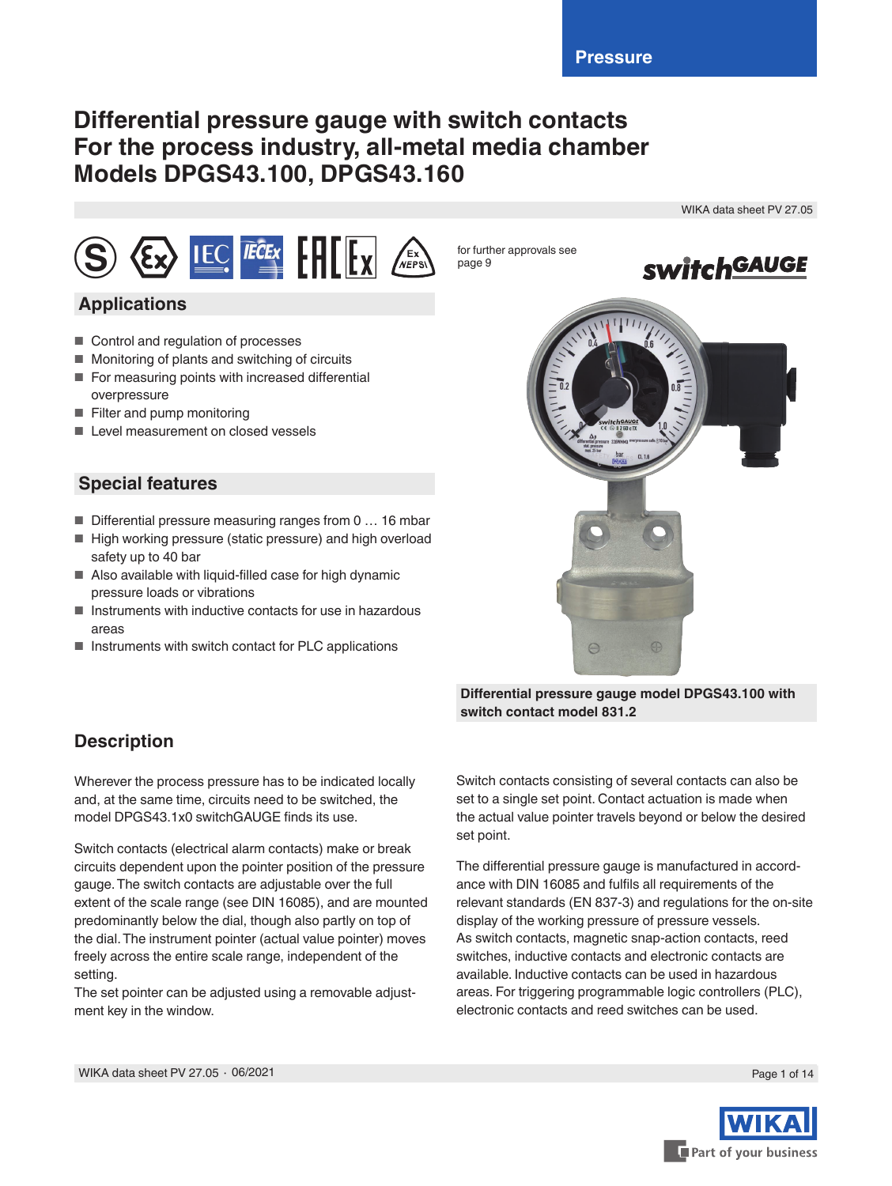Pressure

# Differential pressure gauge with switch contacts For the process industry, all-metal media chamber Models DPGS43.100, DPGS43.160

WIKA data sheet PV 27.05

for further approvals see page 9

## Applications

- Control and regulation of processes
- Monitoring of plants and switching of circuits
- For measuring points with increased differential overpressure
- Filter and pump monitoring
- Level measurement on closed vessels

## Special features

- Differential pressure measuring ranges from 0 … 16 mbar
- High working pressure (static pressure) and high overload safety up to 40 bar
- Also available with liquid-filled case for high dynamic pressure loads or vibrations
- Instruments with inductive contacts for use in hazardous areas
- Instruments with switch contact for PLC applications

**Differential pressure gauge model DPGS43.100 with switch contact model 831.2**

## Description

Wherever the process pressure has to be indicated locally and, at the same time, circuits need to be switched, the model DPGS43.1x0 switchGAUGE finds its use.

Switch contacts (electrical alarm contacts) make or break circuits dependent upon the pointer position of the pressure gauge. The switch contacts are adjustable over the full extent of the scale range (see DIN 16085), and are mounted predominantly below the dial, though also partly on top of the dial. The instrument pointer (actual value pointer) moves freely across the entire scale range, independent of the setting.
The set pointer can be adjusted using a removable adjustment key in the window.

Switch contacts consisting of several contacts can also be set to a single set point. Contact actuation is made when the actual value pointer travels beyond or below the desired set point.

The differential pressure gauge is manufactured in accordance with DIN 16085 and fulfils all requirements of the relevant standards (EN 837-3) and regulations for the on-site display of the working pressure of pressure vessels.
As switch contacts, magnetic snap-action contacts, reed switches, inductive contacts and electronic contacts are available. Inductive contacts can be used in hazardous areas. For triggering programmable logic controllers (PLC), electronic contacts and reed switches can be used.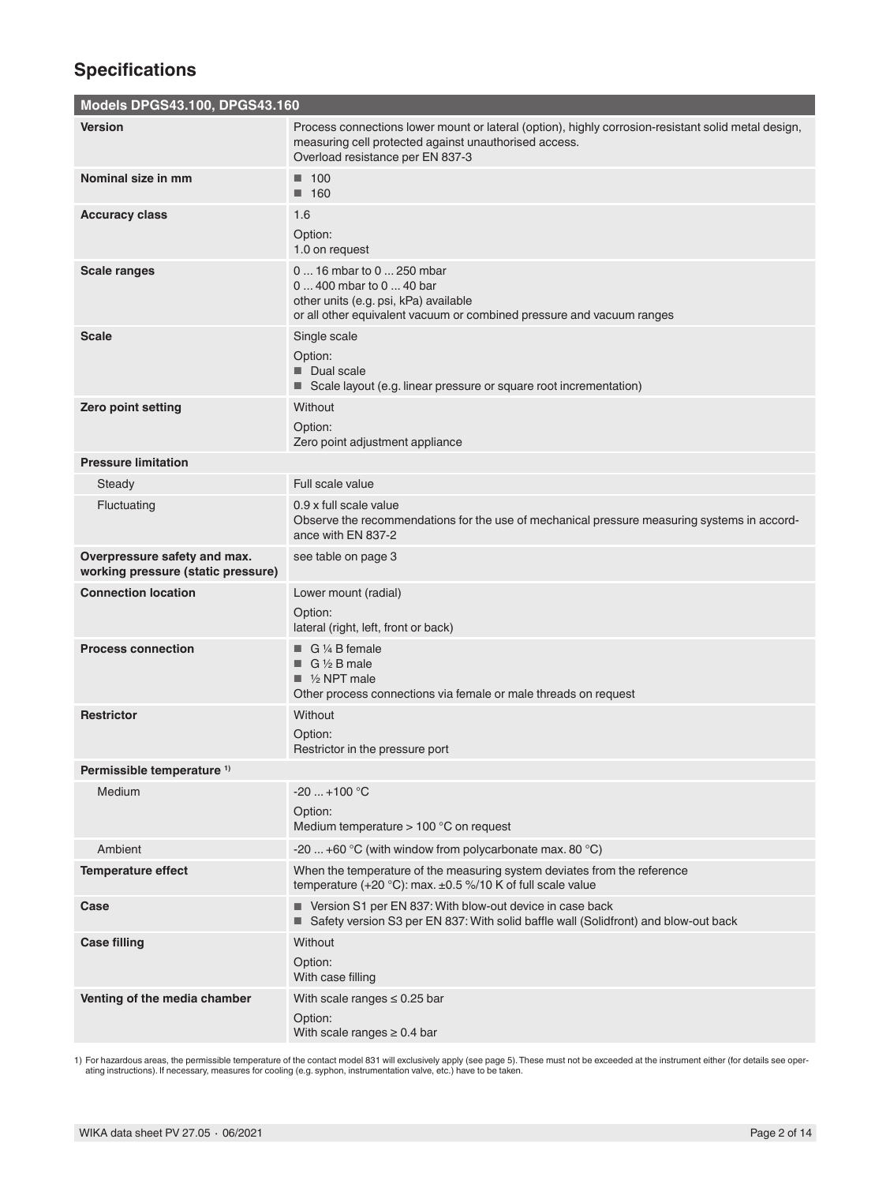## Specifications

| Models DPGS43.100, DPGS43.160 | |
|---|---|
| **Version** | Process connections lower mount or lateral (option), highly corrosion-resistant solid metal design, measuring cell protected against unauthorised access.<br>Overload resistance per EN 837-3 |
| **Nominal size in mm** | ■ 100<br>■ 160 |
| **Accuracy class** | 1.6<br>Option:<br>1.0 on request |
| **Scale ranges** | 0 ... 16 mbar to 0 ... 250 mbar<br>0 ... 400 mbar to 0 ... 40 bar<br>other units (e.g. psi, kPa) available<br>or all other equivalent vacuum or combined pressure and vacuum ranges |
| **Scale** | Single scale<br>Option:<br>■ Dual scale<br>■ Scale layout (e.g. linear pressure or square root incrementation) |
| **Zero point setting** | Without<br>Option:<br>Zero point adjustment appliance |
| **Pressure limitation** | |
| Steady | Full scale value |
| Fluctuating | 0.9 x full scale value<br>Observe the recommendations for the use of mechanical pressure measuring systems in accordance with EN 837-2 |
| **Overpressure safety and max. working pressure (static pressure)** | see table on page 3 |
| **Connection location** | Lower mount (radial)<br>Option:<br>lateral (right, left, front or back) |
| **Process connection** | ■ G ¼ B female<br>■ G ½ B male<br>■ ½ NPT male<br>Other process connections via female or male threads on request |
| **Restrictor** | Without<br>Option:<br>Restrictor in the pressure port |
| **Permissible temperature [1]** | |
| Medium | -20 ... +100 °C<br>Option:<br>Medium temperature > 100 °C on request |
| Ambient | -20 ... +60 °C (with window from polycarbonate max. 80 °C) |
| **Temperature effect** | When the temperature of the measuring system deviates from the reference temperature (+20 °C): max. ±0.5 %/10 K of full scale value |
| **Case** | ■ Version S1 per EN 837: With blow-out device in case back<br>■ Safety version S3 per EN 837: With solid baffle wall (Solidfront) and blow-out back |
| **Case filling** | Without<br>Option:<br>With case filling |
| **Venting of the media chamber** | With scale ranges ≤ 0.25 bar<br>Option:<br>With scale ranges ≥ 0.4 bar |

1) For hazardous areas, the permissible temperature of the contact model 831 will exclusively apply (see page 5). These must not be exceeded at the instrument either (for details see operating instructions). If necessary, measures for cooling (e.g. syphon, instrumentation valve, etc.) have to be taken.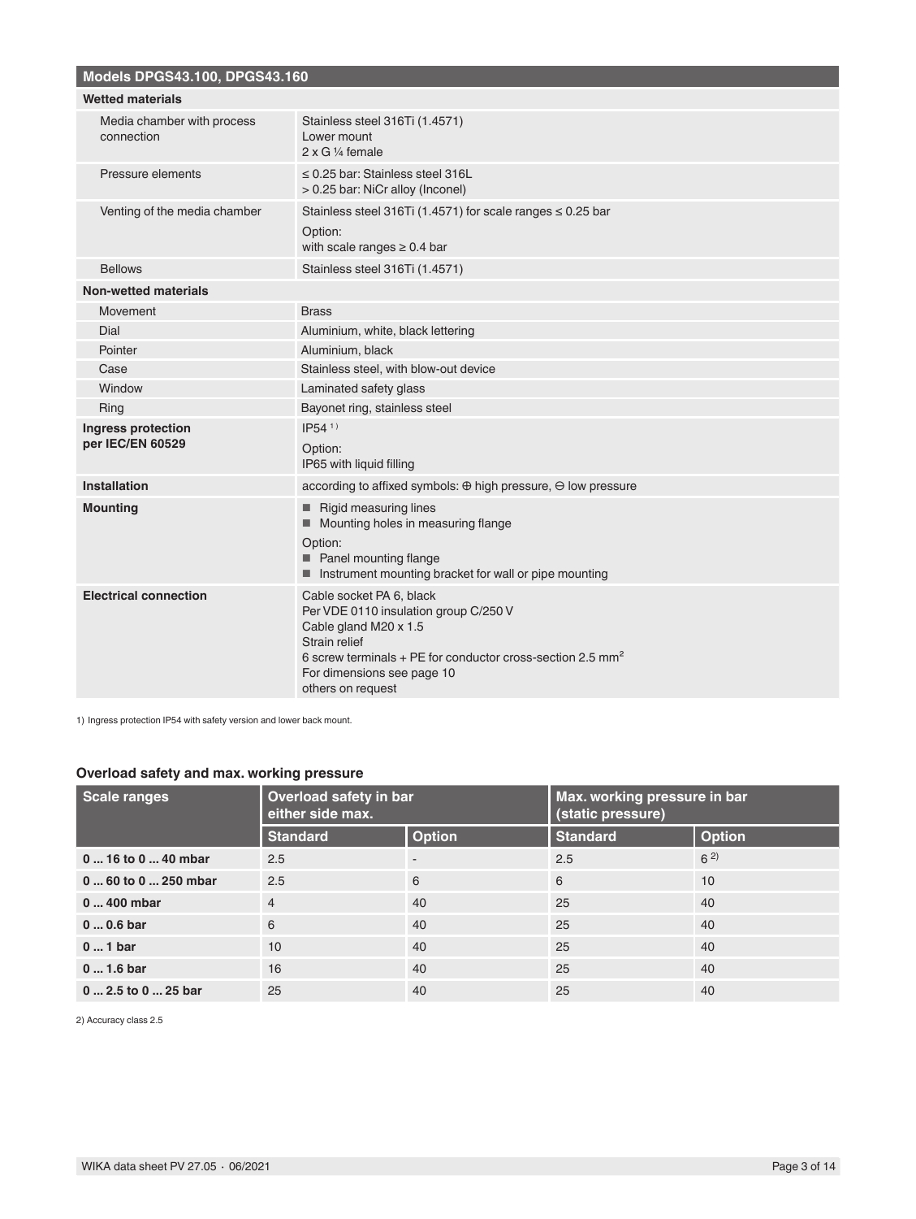| Models DPGS43.100, DPGS43.160 | |
|---|---|
| **Wetted materials** | |
| Media chamber with process connection | Stainless steel 316Ti (1.4571)<br>Lower mount<br>2 x G ¼ female |
| Pressure elements | ≤ 0.25 bar: Stainless steel 316L<br>> 0.25 bar: NiCr alloy (Inconel) |
| Venting of the media chamber | Stainless steel 316Ti (1.4571) for scale ranges ≤ 0.25 bar<br>Option:<br>with scale ranges ≥ 0.4 bar |
| Bellows | Stainless steel 316Ti (1.4571) |
| **Non-wetted materials** | |
| Movement | Brass |
| Dial | Aluminium, white, black lettering |
| Pointer | Aluminium, black |
| Case | Stainless steel, with blow-out device |
| Window | Laminated safety glass |
| Ring | Bayonet ring, stainless steel |
| **Ingress protection per IEC/EN 60529** | IP54 [1]<br>Option:<br>IP65 with liquid filling |
| **Installation** | according to affixed symbols: ⊕ high pressure, ⊖ low pressure |
| **Mounting** | ■ Rigid measuring lines<br>■ Mounting holes in measuring flange<br>Option:<br>■ Panel mounting flange<br>■ Instrument mounting bracket for wall or pipe mounting |
| **Electrical connection** | Cable socket PA 6, black<br>Per VDE 0110 insulation group C/250 V<br>Cable gland M20 x 1.5<br>Strain relief<br>6 screw terminals + PE for conductor cross-section 2.5 mm²<br>For dimensions see page 10<br>others on request |

1) Ingress protection IP54 with safety version and lower back mount.

### Overload safety and max. working pressure

| Scale ranges | Overload safety in bar either side max. | | Max. working pressure in bar (static pressure) | |
|---|---|---|---|---|
| | **Standard** | **Option** | **Standard** | **Option** |
| **0 ... 16 to 0 ... 40 mbar** | 2.5 | - | 2.5 | 6 [2] |
| **0 ... 60 to 0 ... 250 mbar** | 2.5 | 6 | 6 | 10 |
| **0 ... 400 mbar** | 4 | 40 | 25 | 40 |
| **0 ... 0.6 bar** | 6 | 40 | 25 | 40 |
| **0 ... 1 bar** | 10 | 40 | 25 | 40 |
| **0 ... 1.6 bar** | 16 | 40 | 25 | 40 |
| **0 ... 2.5 to 0 ... 25 bar** | 25 | 40 | 25 | 40 |

2) Accuracy class 2.5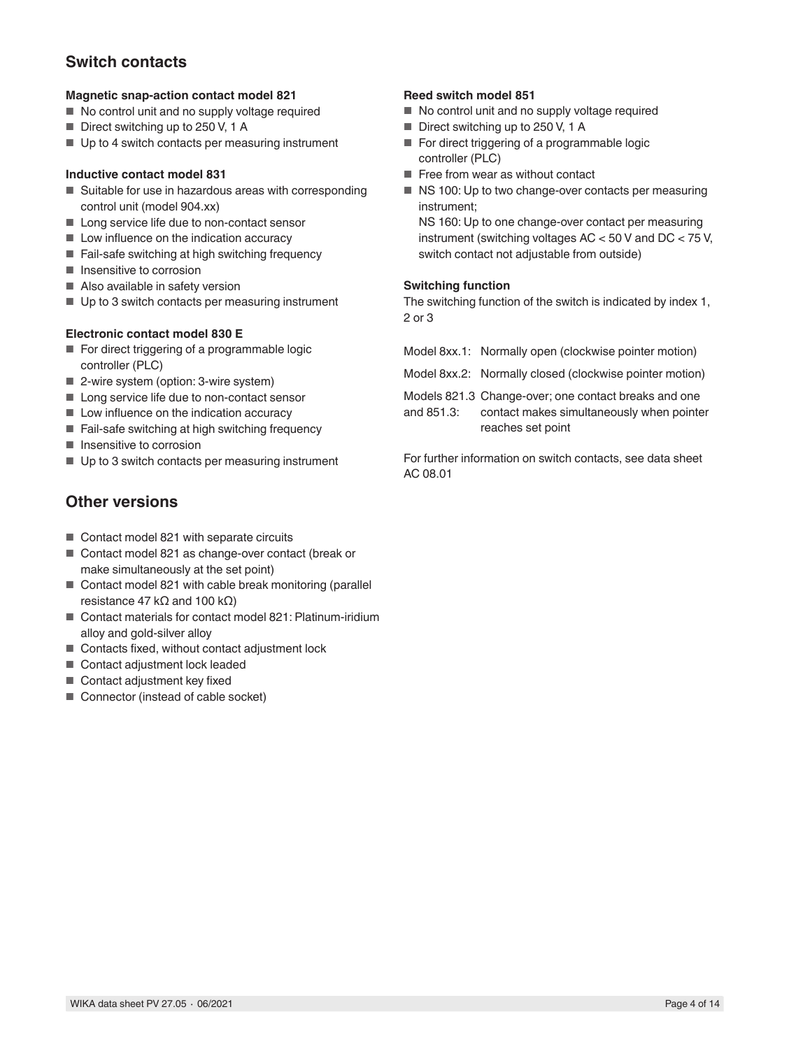## Switch contacts

### Magnetic snap-action contact model 821

- No control unit and no supply voltage required
- Direct switching up to 250 V, 1 A
- Up to 4 switch contacts per measuring instrument

### Inductive contact model 831

- Suitable for use in hazardous areas with corresponding control unit (model 904.xx)
- Long service life due to non-contact sensor
- Low influence on the indication accuracy
- Fail-safe switching at high switching frequency
- Insensitive to corrosion
- Also available in safety version
- Up to 3 switch contacts per measuring instrument

### Electronic contact model 830 E

- For direct triggering of a programmable logic controller (PLC)
- 2-wire system (option: 3-wire system)
- Long service life due to non-contact sensor
- Low influence on the indication accuracy
- Fail-safe switching at high switching frequency
- Insensitive to corrosion
- Up to 3 switch contacts per measuring instrument

### Reed switch model 851

- No control unit and no supply voltage required
- Direct switching up to 250 V, 1 A
- For direct triggering of a programmable logic controller (PLC)
- Free from wear as without contact
- NS 100: Up to two change-over contacts per measuring instrument;
  NS 160: Up to one change-over contact per measuring instrument (switching voltages AC < 50 V and DC < 75 V, switch contact not adjustable from outside)

### Switching function

The switching function of the switch is indicated by index 1, 2 or 3

Model 8xx.1: Normally open (clockwise pointer motion)

Model 8xx.2: Normally closed (clockwise pointer motion)

Models 821.3 and 851.3: Change-over; one contact breaks and one contact makes simultaneously when pointer reaches set point

For further information on switch contacts, see data sheet AC 08.01

## Other versions

- Contact model 821 with separate circuits
- Contact model 821 as change-over contact (break or make simultaneously at the set point)
- Contact model 821 with cable break monitoring (parallel resistance 47 kΩ and 100 kΩ)
- Contact materials for contact model 821: Platinum-iridium alloy and gold-silver alloy
- Contacts fixed, without contact adjustment lock
- Contact adjustment lock leaded
- Contact adjustment key fixed
- Connector (instead of cable socket)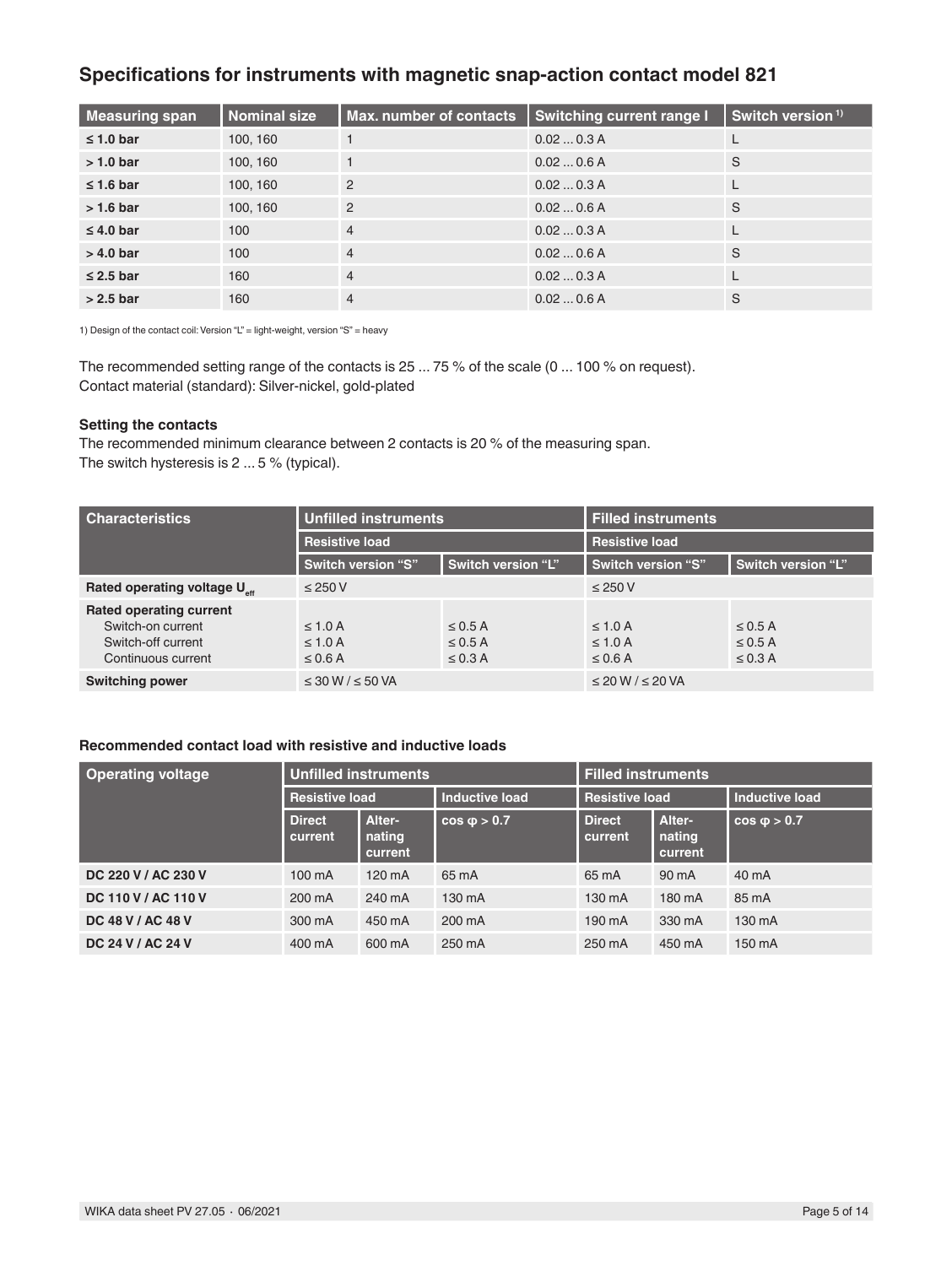## Specifications for instruments with magnetic snap-action contact model 821

| Measuring span | Nominal size | Max. number of contacts | Switching current range I | Switch version [1] |
|---|---|---|---|---|
| **≤ 1.0 bar** | 100, 160 | 1 | 0.02 ... 0.3 A | L |
| **> 1.0 bar** | 100, 160 | 1 | 0.02 ... 0.6 A | S |
| **≤ 1.6 bar** | 100, 160 | 2 | 0.02 ... 0.3 A | L |
| **> 1.6 bar** | 100, 160 | 2 | 0.02 ... 0.6 A | S |
| **≤ 4.0 bar** | 100 | 4 | 0.02 ... 0.3 A | L |
| **> 4.0 bar** | 100 | 4 | 0.02 ... 0.6 A | S |
| **≤ 2.5 bar** | 160 | 4 | 0.02 ... 0.3 A | L |
| **> 2.5 bar** | 160 | 4 | 0.02 ... 0.6 A | S |

1) Design of the contact coil: Version "L" = light-weight, version "S" = heavy

The recommended setting range of the contacts is 25 ... 75 % of the scale (0 ... 100 % on request).
Contact material (standard): Silver-nickel, gold-plated

**Setting the contacts**
The recommended minimum clearance between 2 contacts is 20 % of the measuring span.
The switch hysteresis is 2 ... 5 % (typical).

| Characteristics | Unfilled instruments | | Filled instruments | |
|---|---|---|---|---|
| | Resistive load | | Resistive load | |
| | Switch version "S" | Switch version "L" | Switch version "S" | Switch version "L" |
| **Rated operating voltage $U_{eff}$** | ≤ 250 V | | ≤ 250 V | |
| **Rated operating current**<br>Switch-on current<br>Switch-off current<br>Continuous current | <br>≤ 1.0 A<br>≤ 1.0 A<br>≤ 0.6 A | <br>≤ 0.5 A<br>≤ 0.5 A<br>≤ 0.3 A | <br>≤ 1.0 A<br>≤ 1.0 A<br>≤ 0.6 A | <br>≤ 0.5 A<br>≤ 0.5 A<br>≤ 0.3 A |
| **Switching power** | ≤ 30 W / ≤ 50 VA | | ≤ 20 W / ≤ 20 VA | |

**Recommended contact load with resistive and inductive loads**

| Operating voltage | Unfilled instruments | | | Filled instruments | | |
|---|---|---|---|---|---|---|
| | Resistive load | | Inductive load | Resistive load | | Inductive load |
| | Direct current | Alternating current | cos φ > 0.7 | Direct current | Alternating current | cos φ > 0.7 |
| **DC 220 V / AC 230 V** | 100 mA | 120 mA | 65 mA | 65 mA | 90 mA | 40 mA |
| **DC 110 V / AC 110 V** | 200 mA | 240 mA | 130 mA | 130 mA | 180 mA | 85 mA |
| **DC 48 V / AC 48 V** | 300 mA | 450 mA | 200 mA | 190 mA | 330 mA | 130 mA |
| **DC 24 V / AC 24 V** | 400 mA | 600 mA | 250 mA | 250 mA | 450 mA | 150 mA |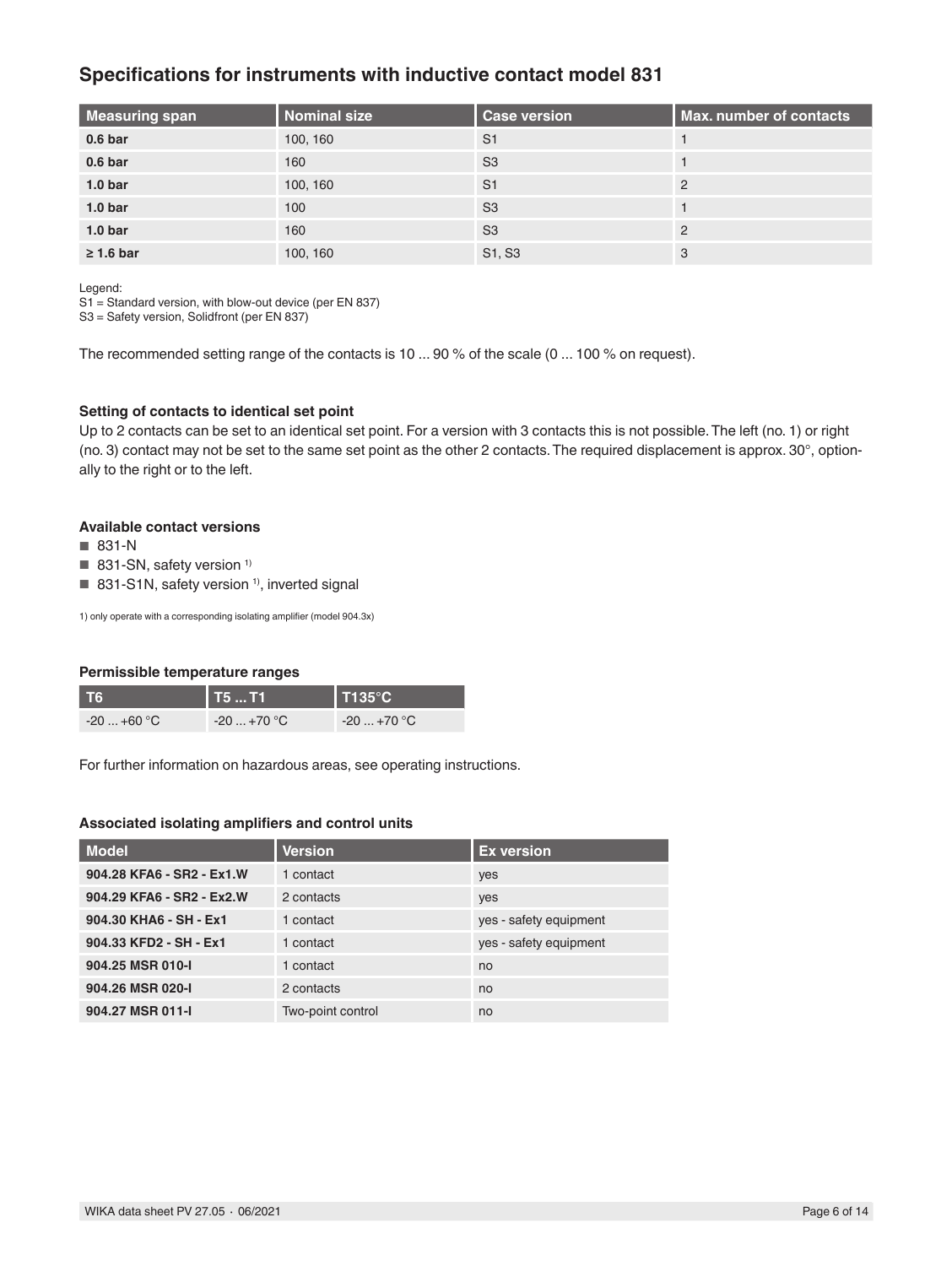## Specifications for instruments with inductive contact model 831

| Measuring span | Nominal size | Case version | Max. number of contacts |
|---|---|---|---|
| **0.6 bar** | 100, 160 | S1 | 1 |
| **0.6 bar** | 160 | S3 | 1 |
| **1.0 bar** | 100, 160 | S1 | 2 |
| **1.0 bar** | 100 | S3 | 1 |
| **1.0 bar** | 160 | S3 | 2 |
| **≥ 1.6 bar** | 100, 160 | S1, S3 | 3 |

Legend:
S1 = Standard version, with blow-out device (per EN 837)
S3 = Safety version, Solidfront (per EN 837)

The recommended setting range of the contacts is 10 ... 90 % of the scale (0 ... 100 % on request).

### Setting of contacts to identical set point

Up to 2 contacts can be set to an identical set point. For a version with 3 contacts this is not possible. The left (no. 1) or right (no. 3) contact may not be set to the same set point as the other 2 contacts. The required displacement is approx. 30°, optionally to the right or to the left.

### Available contact versions

- 831-N
- 831-SN, safety version [1]
- 831-S1N, safety version [1], inverted signal

1) only operate with a corresponding isolating amplifier (model 904.3x)

### Permissible temperature ranges

| T6 | T5 ... T1 | T135°C |
|---|---|---|
| -20 ... +60 °C | -20 ... +70 °C | -20 ... +70 °C |

For further information on hazardous areas, see operating instructions.

### Associated isolating amplifiers and control units

| Model | Version | Ex version |
|---|---|---|
| **904.28 KFA6 - SR2 - Ex1.W** | 1 contact | yes |
| **904.29 KFA6 - SR2 - Ex2.W** | 2 contacts | yes |
| **904.30 KHA6 - SH - Ex1** | 1 contact | yes - safety equipment |
| **904.33 KFD2 - SH - Ex1** | 1 contact | yes - safety equipment |
| **904.25 MSR 010-I** | 1 contact | no |
| **904.26 MSR 020-I** | 2 contacts | no |
| **904.27 MSR 011-I** | Two-point control | no |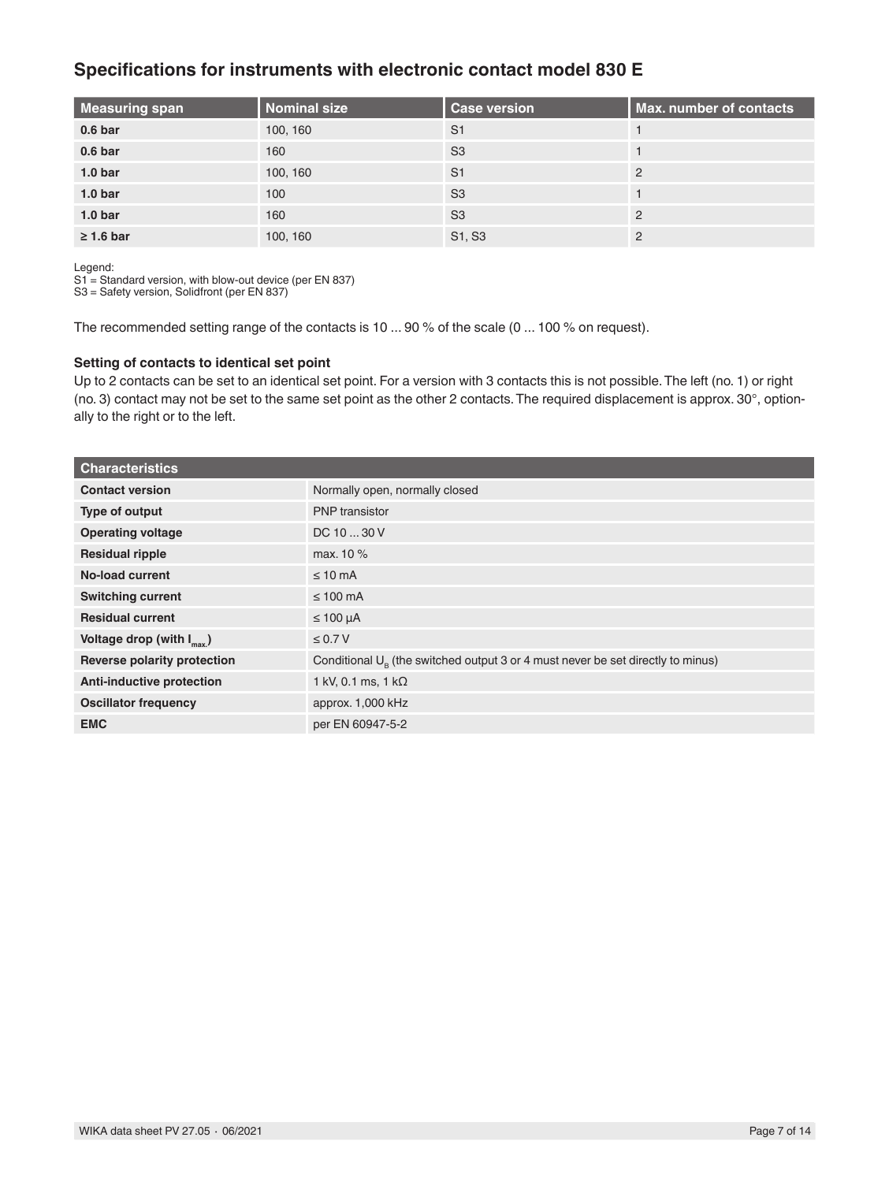## Specifications for instruments with electronic contact model 830 E

| Measuring span | Nominal size | Case version | Max. number of contacts |
|---|---|---|---|
| **0.6 bar** | 100, 160 | S1 | 1 |
| **0.6 bar** | 160 | S3 | 1 |
| **1.0 bar** | 100, 160 | S1 | 2 |
| **1.0 bar** | 100 | S3 | 1 |
| **1.0 bar** | 160 | S3 | 2 |
| **≥ 1.6 bar** | 100, 160 | S1, S3 | 2 |

Legend:
S1 = Standard version, with blow-out device (per EN 837)
S3 = Safety version, Solidfront (per EN 837)

The recommended setting range of the contacts is 10 ... 90 % of the scale (0 ... 100 % on request).

### Setting of contacts to identical set point

Up to 2 contacts can be set to an identical set point. For a version with 3 contacts this is not possible. The left (no. 1) or right (no. 3) contact may not be set to the same set point as the other 2 contacts. The required displacement is approx. 30°, optionally to the right or to the left.

| Characteristics | |
|---|---|
| **Contact version** | Normally open, normally closed |
| **Type of output** | PNP transistor |
| **Operating voltage** | DC 10 ... 30 V |
| **Residual ripple** | max. 10 % |
| **No-load current** | ≤ 10 mA |
| **Switching current** | ≤ 100 mA |
| **Residual current** | ≤ 100 µA |
| **Voltage drop (with $I_{max.}$)** | ≤ 0.7 V |
| **Reverse polarity protection** | Conditional $U_B$ (the switched output 3 or 4 must never be set directly to minus) |
| **Anti-inductive protection** | 1 kV, 0.1 ms, 1 kΩ |
| **Oscillator frequency** | approx. 1,000 kHz |
| **EMC** | per EN 60947-5-2 |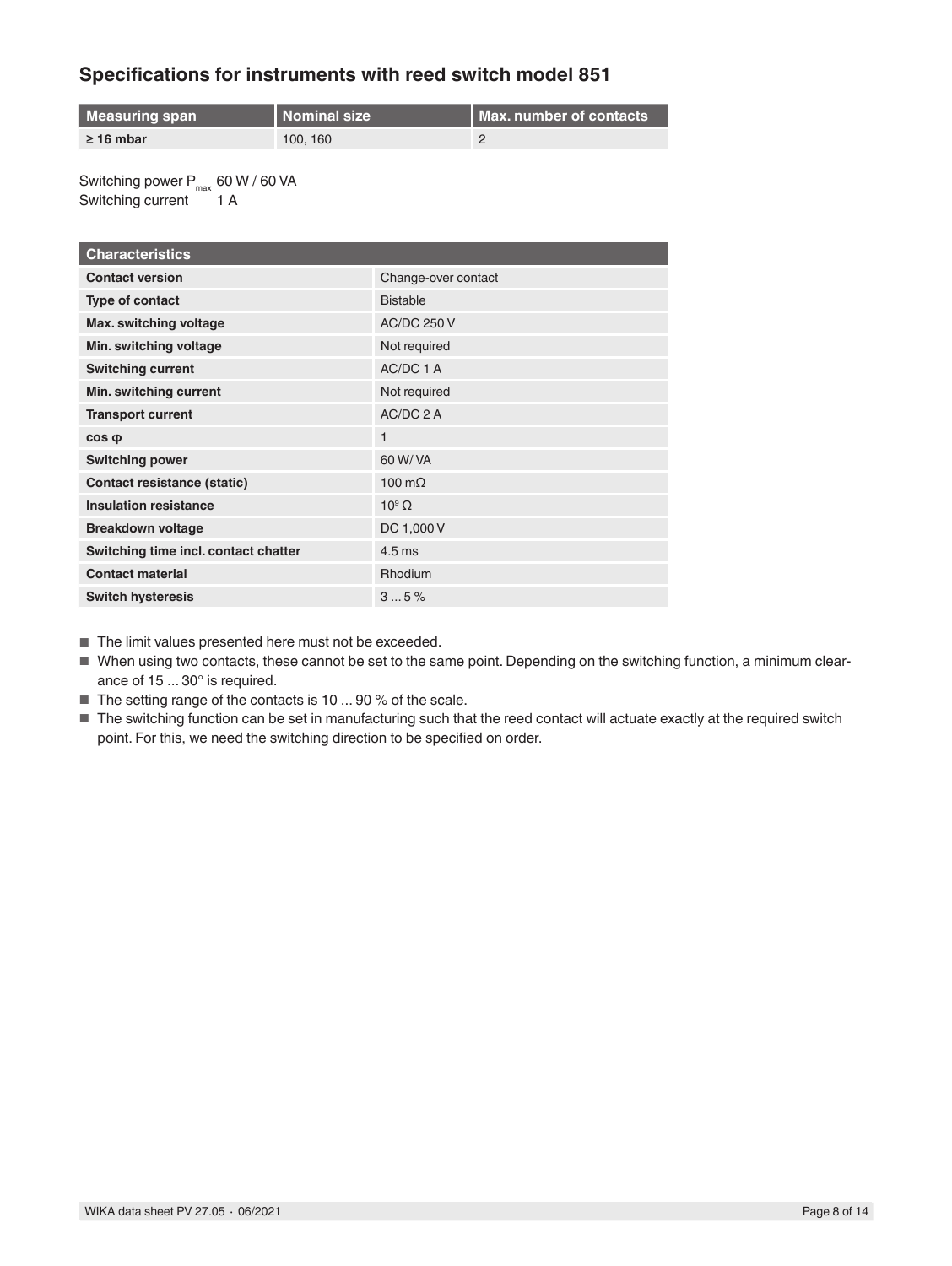## Specifications for instruments with reed switch model 851

| Measuring span | Nominal size | Max. number of contacts |
|---|---|---|
| **≥ 16 mbar** | 100, 160 | 2 |

Switching power $P_{max}$ 60 W / 60 VA
Switching current 1 A

| Characteristics | |
|---|---|
| **Contact version** | Change-over contact |
| **Type of contact** | Bistable |
| **Max. switching voltage** | AC/DC 250 V |
| **Min. switching voltage** | Not required |
| **Switching current** | AC/DC 1 A |
| **Min. switching current** | Not required |
| **Transport current** | AC/DC 2 A |
| **cos φ** | 1 |
| **Switching power** | 60 W/ VA |
| **Contact resistance (static)** | 100 mΩ |
| **Insulation resistance** | $10^9$ Ω |
| **Breakdown voltage** | DC 1,000 V |
| **Switching time incl. contact chatter** | 4.5 ms |
| **Contact material** | Rhodium |
| **Switch hysteresis** | 3 ... 5 % |

- The limit values presented here must not be exceeded.
- When using two contacts, these cannot be set to the same point. Depending on the switching function, a minimum clearance of 15 ... 30° is required.
- The setting range of the contacts is 10 ... 90 % of the scale.
- The switching function can be set in manufacturing such that the reed contact will actuate exactly at the required switch point. For this, we need the switching direction to be specified on order.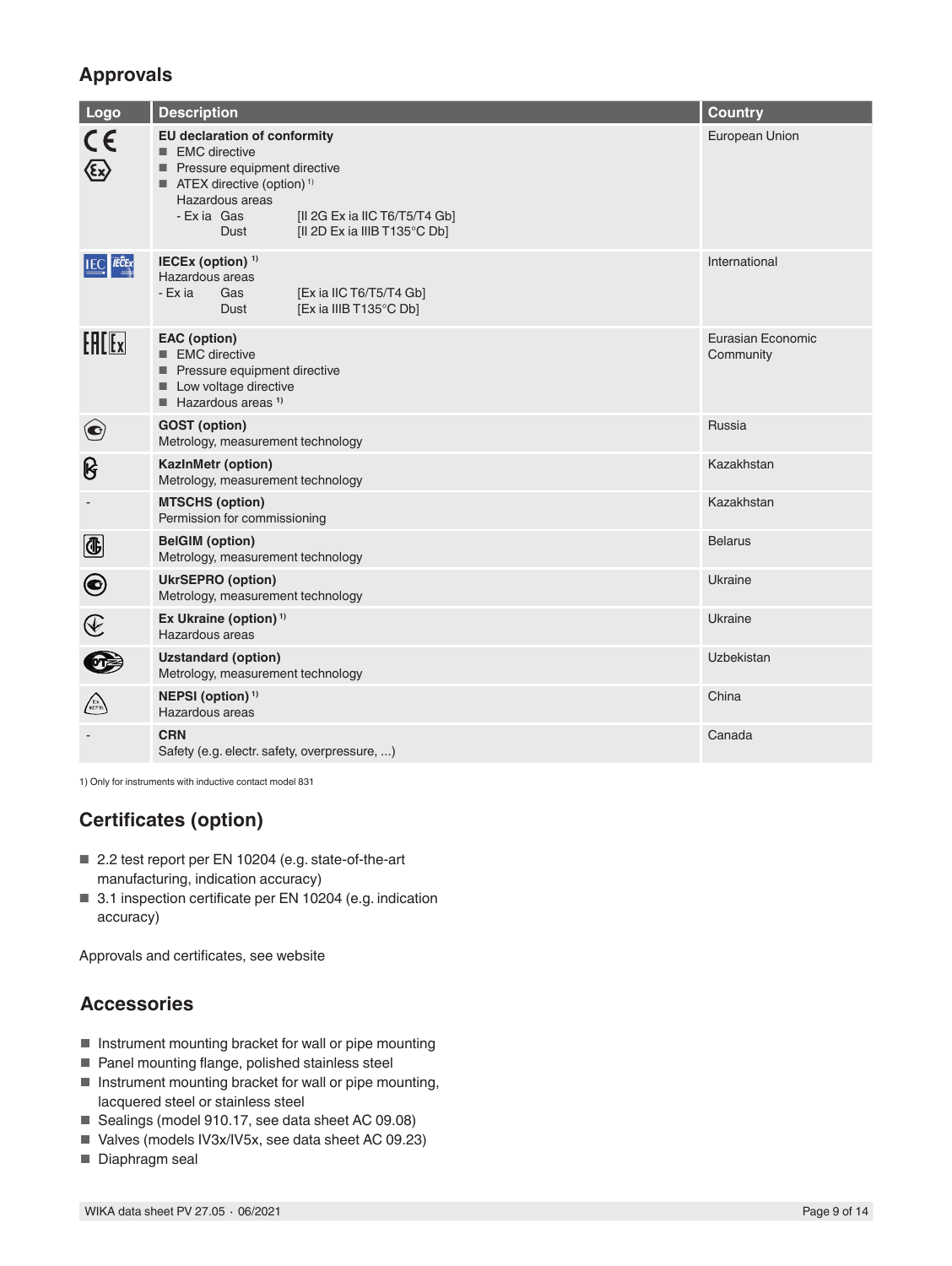## Approvals

| Logo | Description | Country |
|---|---|---|
| | **EU declaration of conformity**<br>■ EMC directive<br>■ Pressure equipment directive<br>■ ATEX directive (option) [1)]<br>Hazardous areas<br>- Ex ia Gas [II 2G Ex ia IIC T6/T5/T4 Gb]<br>Dust [II 2D Ex ia IIIB T135°C Db] | European Union |
| | **IECEx (option)** [1)]<br>Hazardous areas<br>- Ex ia Gas [Ex ia IIC T6/T5/T4 Gb]<br>Dust [Ex ia IIIB T135°C Db] | International |
| | **EAC (option)**<br>■ EMC directive<br>■ Pressure equipment directive<br>■ Low voltage directive<br>■ Hazardous areas [1)] | Eurasian Economic Community |
| | **GOST (option)**<br>Metrology, measurement technology | Russia |
| | **KazInMetr (option)**<br>Metrology, measurement technology | Kazakhstan |
| - | **MTSCHS (option)**<br>Permission for commissioning | Kazakhstan |
| | **BelGIM (option)**<br>Metrology, measurement technology | Belarus |
| | **UkrSEPRO (option)**<br>Metrology, measurement technology | Ukraine |
| | **Ex Ukraine (option)** [1)]<br>Hazardous areas | Ukraine |
| | **Uzstandard (option)**<br>Metrology, measurement technology | Uzbekistan |
| | **NEPSI (option)** [1)]<br>Hazardous areas | China |
| - | **CRN**<br>Safety (e.g. electr. safety, overpressure, ...) | Canada |

1) Only for instruments with inductive contact model 831

## Certificates (option)

- 2.2 test report per EN 10204 (e.g. state-of-the-art manufacturing, indication accuracy)
- 3.1 inspection certificate per EN 10204 (e.g. indication accuracy)

Approvals and certificates, see website

## Accessories

- Instrument mounting bracket for wall or pipe mounting
- Panel mounting flange, polished stainless steel
- Instrument mounting bracket for wall or pipe mounting, lacquered steel or stainless steel
- Sealings (model 910.17, see data sheet AC 09.08)
- Valves (models IV3x/IV5x, see data sheet AC 09.23)
- Diaphragm seal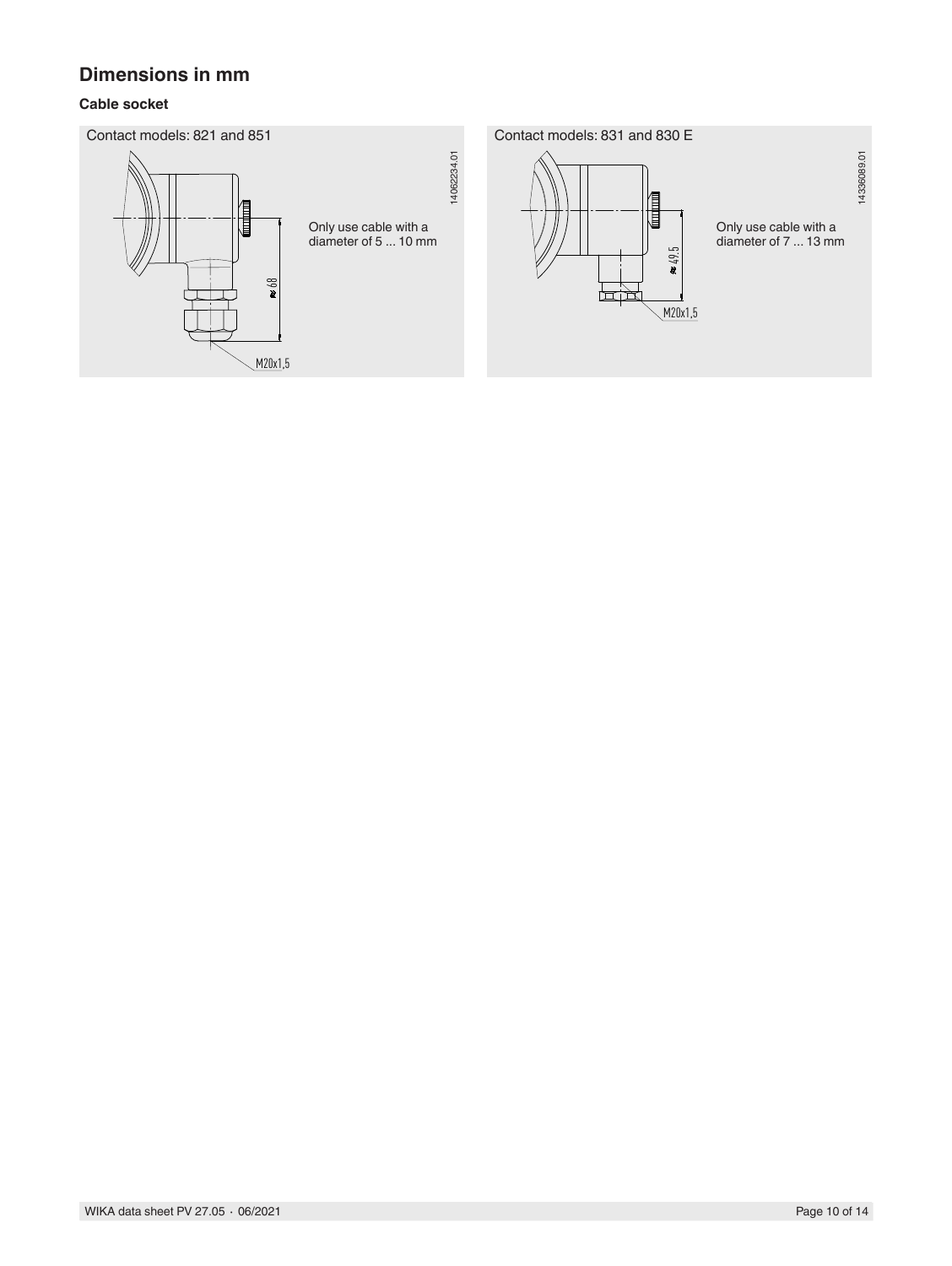## Dimensions in mm

### Cable socket

Contact models: 821 and 851

Only use cable with a diameter of 5 ... 10 mm

Contact models: 831 and 830 E

Only use cable with a diameter of 7 ... 13 mm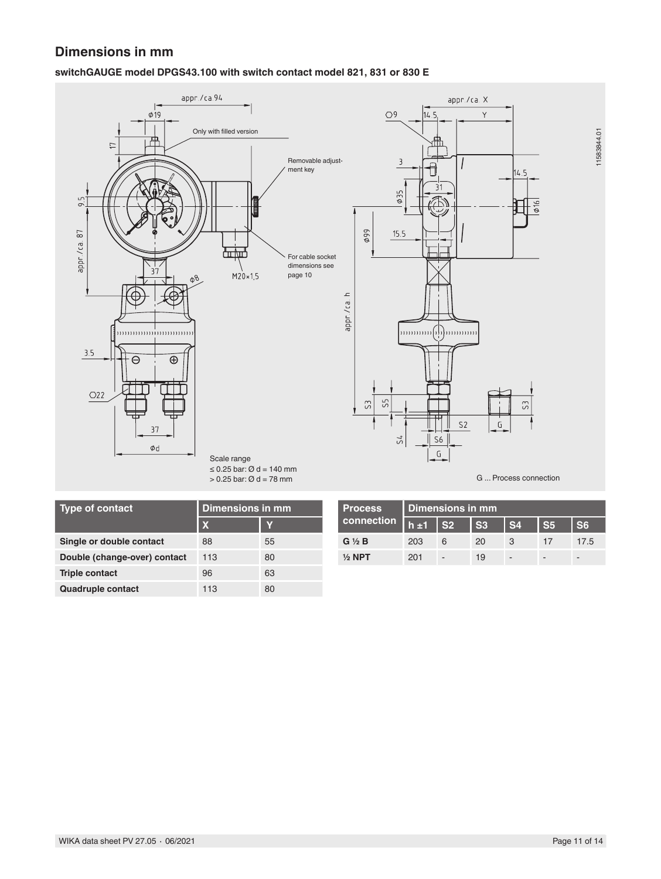## Dimensions in mm

### switchGAUGE model DPGS43.100 with switch contact model 821, 831 or 830 E

Only with filled version

Removable adjustment key

For cable socket dimensions see page 10

Scale range
≤ 0.25 bar: Ø d = 140 mm
> 0.25 bar: Ø d = 78 mm

G ... Process connection

| Type of contact | Dimensions in mm | |
|---|---|---|
| | X | Y |
| **Single or double contact** | 88 | 55 |
| **Double (change-over) contact** | 113 | 80 |
| **Triple contact** | 96 | 63 |
| **Quadruple contact** | 113 | 80 |

| Process connection | Dimensions in mm | | | | | |
|---|---|---|---|---|---|---|
| | h ±1 | S2 | S3 | S4 | S5 | S6 |
| **G ½ B** | 203 | 6 | 20 | 3 | 17 | 17.5 |
| **½ NPT** | 201 | - | 19 | - | - | - |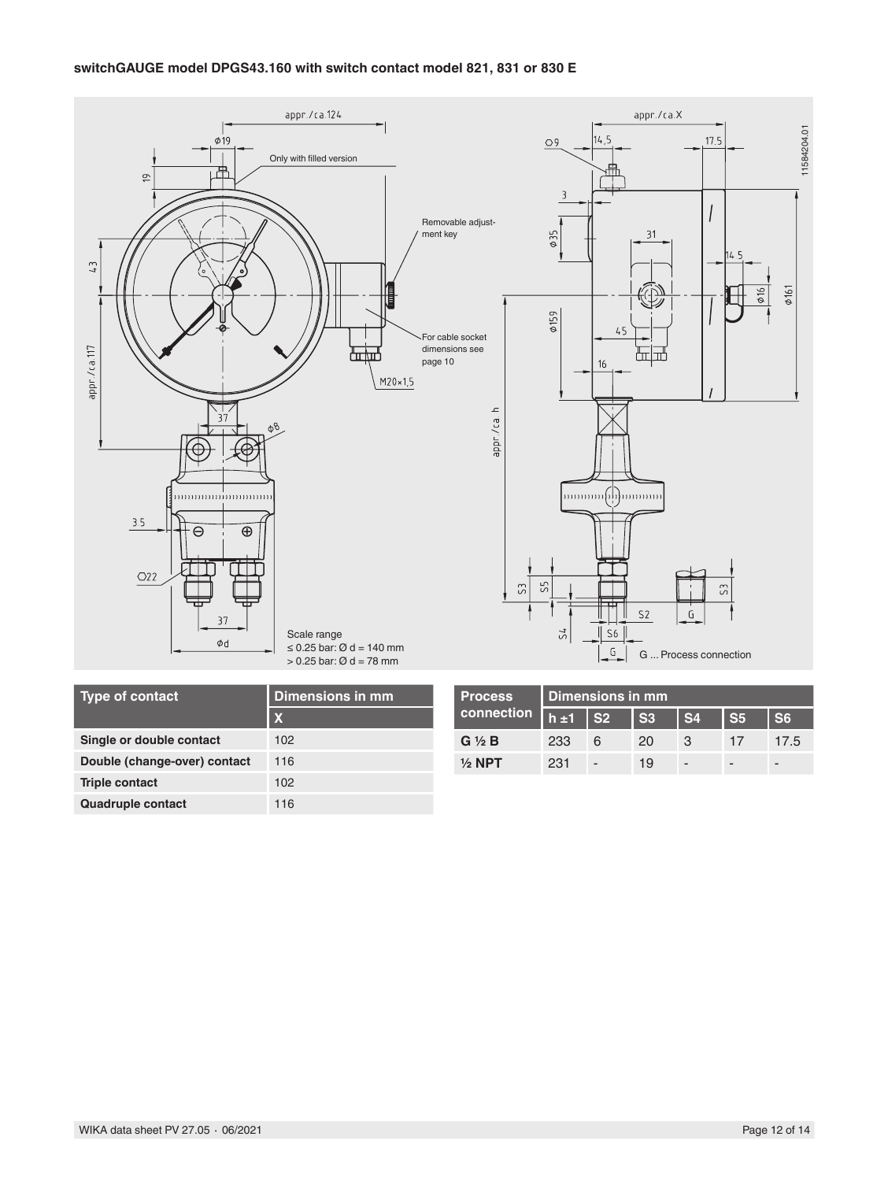**switchGAUGE model DPGS43.160 with switch contact model 821, 831 or 830 E**

| Type of contact | Dimensions in mm |
|---|---|
| | X |
| Single or double contact | 102 |
| Double (change-over) contact | 116 |
| Triple contact | 102 |
| Quadruple contact | 116 |

| Process connection | Dimensions in mm | | | | | |
|---|---|---|---|---|---|---|
| | h ±1 | S2 | S3 | S4 | S5 | S6 |
| G ½ B | 233 | 6 | 20 | 3 | 17 | 17.5 |
| ½ NPT | 231 | - | 19 | - | - | - |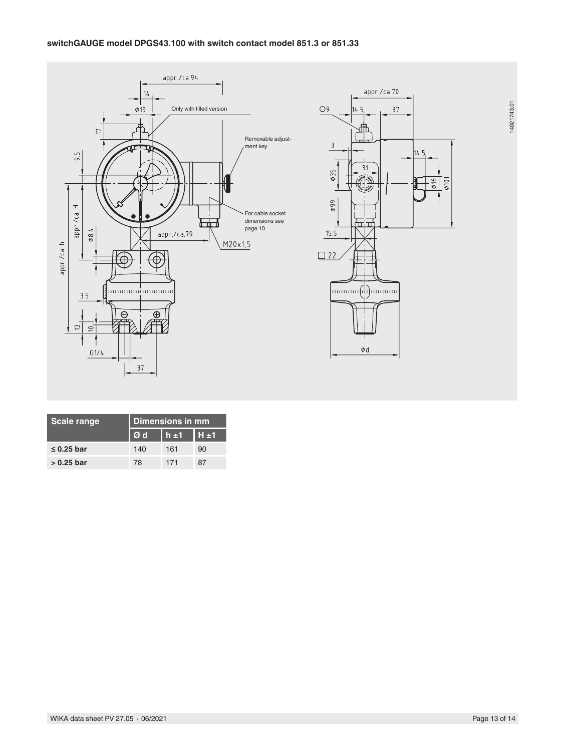**switchGAUGE model DPGS43.100 with switch contact model 851.3 or 851.33**

| Scale range | Dimensions in mm | | |
|---|---|---|---|
| | Ø d | h ±1 | H ±1 |
| **≤ 0.25 bar** | 140 | 161 | 90 |
| **> 0.25 bar** | 78 | 171 | 87 |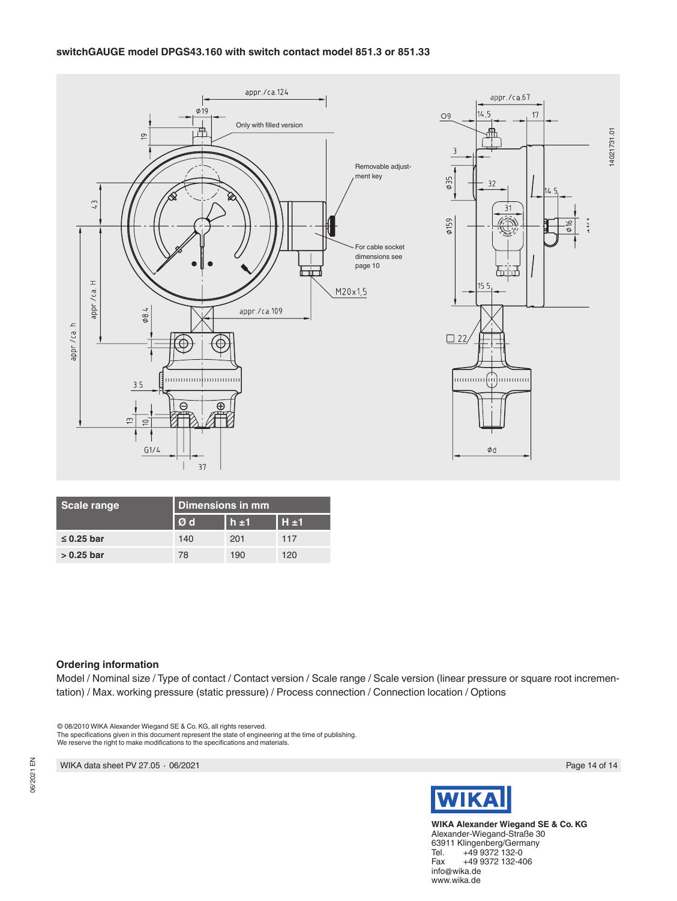**switchGAUGE model DPGS43.160 with switch contact model 851.3 or 851.33**

appr./ca.124

ϕ19

Only with filled version

19

Removable adjustment key

43

For cable socket dimensions see page 10

M20x1,5

appr./ca.H

appr./ca.h

ϕ8.4

appr./ca 109

3.5

13

10

G1/4

37

appr./ca.67

14,5

17

O9

3

ϕ35

32

14,5

31

ϕ159

ϕ16

15,5

□ 22

ϕd

14021731.01

| Scale range | Dimensions in mm | | |
|---|---|---|---|
| | Ø d | h ±1 | H ±1 |
| **≤ 0.25 bar** | 140 | 201 | 117 |
| **> 0.25 bar** | 78 | 190 | 120 |

**Ordering information**

Model / Nominal size / Type of contact / Contact version / Scale range / Scale version (linear pressure or square root incrementation) / Max. working pressure (static pressure) / Process connection / Connection location / Options

© 08/2010 WIKA Alexander Wiegand SE & Co. KG, all rights reserved.
The specifications given in this document represent the state of engineering at the time of publishing.
We reserve the right to make modifications to the specifications and materials.

WIKA data sheet PV 27.05 · 06/2021

06/2021 EN

**WIKA Alexander Wiegand SE & Co. KG**
Alexander-Wiegand-Straße 30
63911 Klingenberg/Germany
Tel. +49 9372 132-0
Fax +49 9372 132-406
info@wika.de
www.wika.de